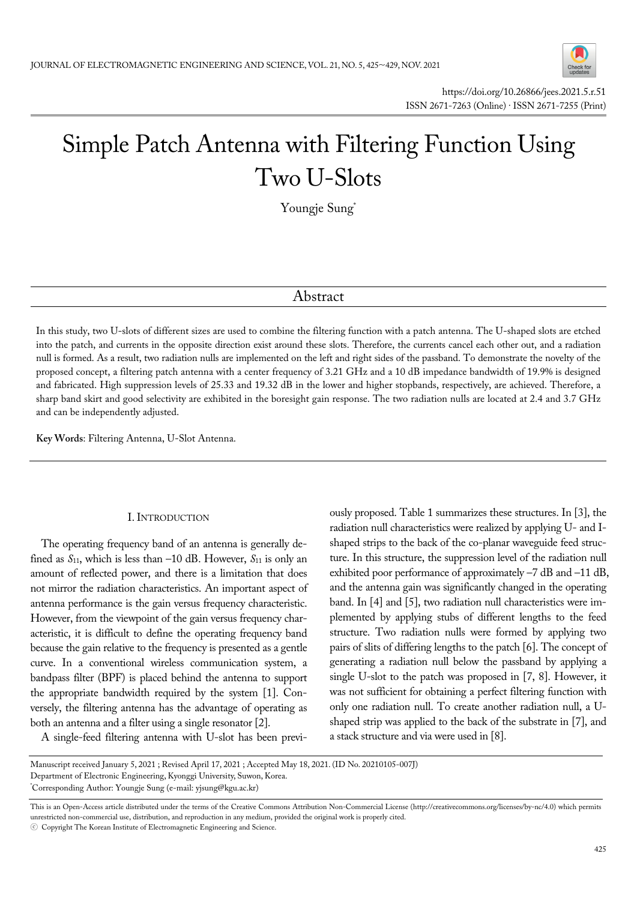# Simple Patch Antenna with Filtering Function Using Two U-Slots

Youngje Sung*

## Abstract

In this study, two U-slots of different sizes are used to combine the filtering function with a patch antenna. The U-shaped slots are etched into the patch, and currents in the opposite direction exist around these slots. Therefore, the currents cancel each other out, and a radiation null is formed. As a result, two radiation nulls are implemented on the left and right sides of the passband. To demonstrate the novelty of the proposed concept, a filtering patch antenna with a center frequency of 3.21 GHz and a 10 dB impedance bandwidth of 19.9% is designed and fabricated. High suppression levels of 25.33 and 19.32 dB in the lower and higher stopbands, respectively, are achieved. Therefore, a sharp band skirt and good selectivity are exhibited in the boresight gain response. The two radiation nulls are located at 2.4 and 3.7 GHz and can be independently adjusted.

**Key Words**: Filtering Antenna, U-Slot Antenna.

## I. Introduction

The operating frequency band of an antenna is generally defined as $S_{11}$, which is less than –10 dB. However, $S_{11}$ is only an amount of reflected power, and there is a limitation that does not mirror the radiation characteristics. An important aspect of antenna performance is the gain versus frequency characteristic. However, from the viewpoint of the gain versus frequency characteristic, it is difficult to define the operating frequency band because the gain relative to the frequency is presented as a gentle curve. In a conventional wireless communication system, a bandpass filter (BPF) is placed behind the antenna to support the appropriate bandwidth required by the system [1]. Conversely, the filtering antenna has the advantage of operating as both an antenna and a filter using a single resonator [2].

A single-feed filtering antenna with U-slot has been previously proposed. Table 1 summarizes these structures. In [3], the radiation null characteristics were realized by applying U- and I-shaped strips to the back of the co-planar waveguide feed structure. In this structure, the suppression level of the radiation null exhibited poor performance of approximately –7 dB and –11 dB, and the antenna gain was significantly changed in the operating band. In [4] and [5], two radiation null characteristics were implemented by applying stubs of different lengths to the feed structure. Two radiation nulls were formed by applying two pairs of slits of differing lengths to the patch [6]. The concept of generating a radiation null below the passband by applying a single U-slot to the patch was proposed in [7, 8]. However, it was not sufficient for obtaining a perfect filtering function with only one radiation null. To create another radiation null, a U-shaped strip was applied to the back of the substrate in [7], and a stack structure and via were used in [8].

Manuscript received January 5, 2021 ; Revised April 17, 2021 ; Accepted May 18, 2021. (ID No. 20210105-007J)
Department of Electronic Engineering, Kyonggi University, Suwon, Korea.
*Corresponding Author: Youngje Sung (e-mail: yjsung@kgu.ac.kr)

This is an Open-Access article distributed under the terms of the Creative Commons Attribution Non-Commercial License (http://creativecommons.org/licenses/by-nc/4.0) which permits unrestricted non-commercial use, distribution, and reproduction in any medium, provided the original work is properly cited.
ⓒ Copyright The Korean Institute of Electromagnetic Engineering and Science.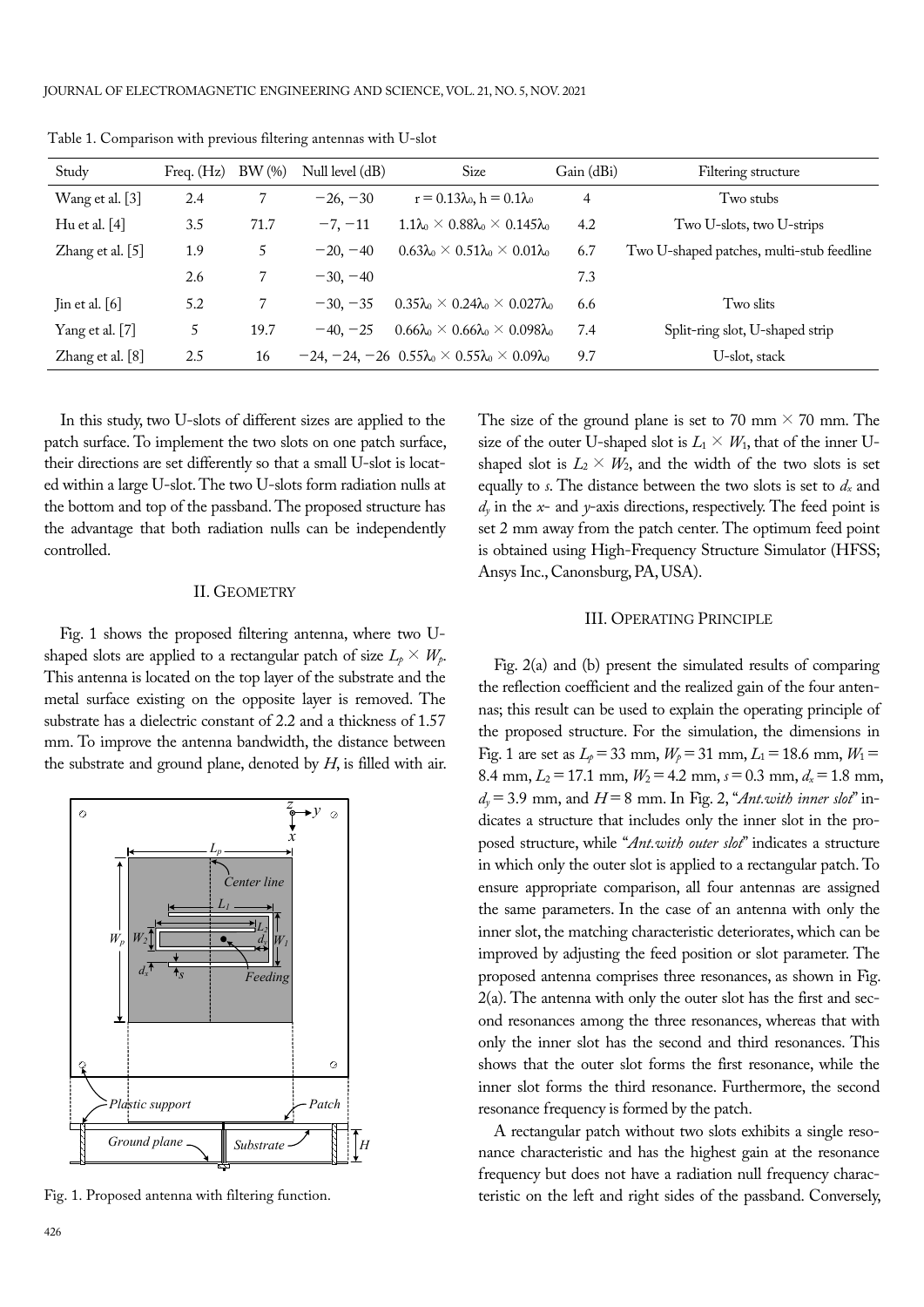Table 1. Comparison with previous filtering antennas with U-slot

| Study | Freq. (Hz) | BW (%) | Null level (dB) | Size | Gain (dBi) | Filtering structure |
|---|---|---|---|---|---|---|
| Wang et al. [3] | 2.4 | 7 | −26, −30 | r = $0.13\lambda_0$, h = $0.1\lambda_0$ | 4 | Two stubs |
| Hu et al. [4] | 3.5 | 71.7 | −7, −11 | $1.1\lambda_0 \times 0.88\lambda_0 \times 0.145\lambda_0$ | 4.2 | Two U-slots, two U-strips |
| Zhang et al. [5] | 1.9 | 5 | −20, −40 | $0.63\lambda_0 \times 0.51\lambda_0 \times 0.01\lambda_0$ | 6.7 | Two U-shaped patches, multi-stub feedline |
| | 2.6 | 7 | −30, −40 | | 7.3 | |
| Jin et al. [6] | 5.2 | 7 | −30, −35 | $0.35\lambda_0 \times 0.24\lambda_0 \times 0.027\lambda_0$ | 6.6 | Two slits |
| Yang et al. [7] | 5 | 19.7 | −40, −25 | $0.66\lambda_0 \times 0.66\lambda_0 \times 0.098\lambda_0$ | 7.4 | Split-ring slot, U-shaped strip |
| Zhang et al. [8] | 2.5 | 16 | −24, −24, −26 | $0.55\lambda_0 \times 0.55\lambda_0 \times 0.09\lambda_0$ | 9.7 | U-slot, stack |

In this study, two U-slots of different sizes are applied to the patch surface. To implement the two slots on one patch surface, their directions are set differently so that a small U-slot is located within a large U-slot. The two U-slots form radiation nulls at the bottom and top of the passband. The proposed structure has the advantage that both radiation nulls can be independently controlled.

## II. GEOMETRY

Fig. 1 shows the proposed filtering antenna, where two U-shaped slots are applied to a rectangular patch of size $L_p \times W_p$. This antenna is located on the top layer of the substrate and the metal surface existing on the opposite layer is removed. The substrate has a dielectric constant of 2.2 and a thickness of 1.57 mm. To improve the antenna bandwidth, the distance between the substrate and ground plane, denoted by $H$, is filled with air.

Fig. 1. Proposed antenna with filtering function.

The size of the ground plane is set to 70 mm × 70 mm. The size of the outer U-shaped slot is $L_1 \times W_1$, that of the inner U-shaped slot is $L_2 \times W_2$, and the width of the two slots is set equally to $s$. The distance between the two slots is set to $d_x$ and $d_y$ in the $x$- and $y$-axis directions, respectively. The feed point is set 2 mm away from the patch center. The optimum feed point is obtained using High-Frequency Structure Simulator (HFSS; Ansys Inc., Canonsburg, PA, USA).

## III. OPERATING PRINCIPLE

Fig. 2(a) and (b) present the simulated results of comparing the reflection coefficient and the realized gain of the four antennas; this result can be used to explain the operating principle of the proposed structure. For the simulation, the dimensions in Fig. 1 are set as $L_p$ = 33 mm, $W_p$ = 31 mm, $L_1$ = 18.6 mm, $W_1$ = 8.4 mm, $L_2$ = 17.1 mm, $W_2$ = 4.2 mm, $s$ = 0.3 mm, $d_x$ = 1.8 mm, $d_y$ = 3.9 mm, and $H$ = 8 mm. In Fig. 2, "*Ant.with inner slot*" indicates a structure that includes only the inner slot in the proposed structure, while "*Ant.with outer slot*" indicates a structure in which only the outer slot is applied to a rectangular patch. To ensure appropriate comparison, all four antennas are assigned the same parameters. In the case of an antenna with only the inner slot, the matching characteristic deteriorates, which can be improved by adjusting the feed position or slot parameter. The proposed antenna comprises three resonances, as shown in Fig. 2(a). The antenna with only the outer slot has the first and second resonances among the three resonances, whereas that with only the inner slot has the second and third resonances. This shows that the outer slot forms the first resonance, while the inner slot forms the third resonance. Furthermore, the second resonance frequency is formed by the patch.

A rectangular patch without two slots exhibits a single resonance characteristic and has the highest gain at the resonance frequency but does not have a radiation null frequency characteristic on the left and right sides of the passband. Conversely,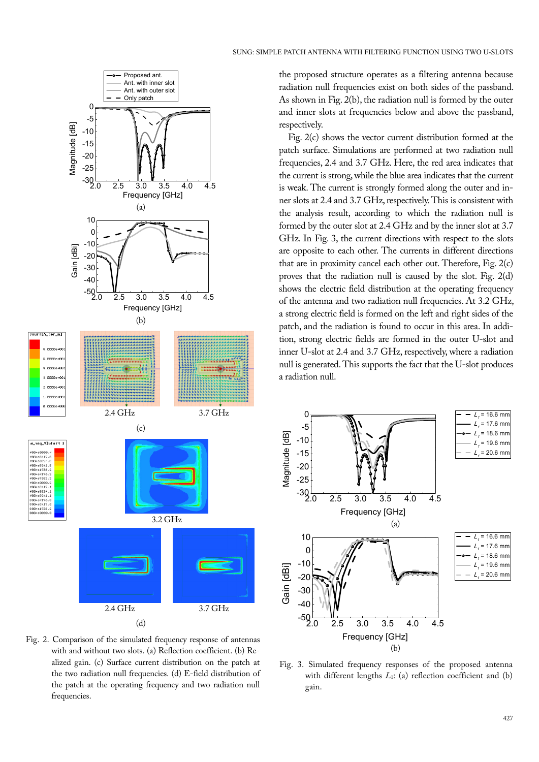the proposed structure operates as a filtering antenna because radiation null frequencies exist on both sides of the passband. As shown in Fig. 2(b), the radiation null is formed by the outer and inner slots at frequencies below and above the passband, respectively.

Fig. 2(c) shows the vector current distribution formed at the patch surface. Simulations are performed at two radiation null frequencies, 2.4 and 3.7 GHz. Here, the red area indicates that the current is strong, while the blue area indicates that the current is weak. The current is strongly formed along the outer and inner slots at 2.4 and 3.7 GHz, respectively. This is consistent with the analysis result, according to which the radiation null is formed by the outer slot at 2.4 GHz and by the inner slot at 3.7 GHz. In Fig. 3, the current directions with respect to the slots are opposite to each other. The currents in different directions that are in proximity cancel each other out. Therefore, Fig. 2(c) proves that the radiation null is caused by the slot. Fig. 2(d) shows the electric field distribution at the operating frequency of the antenna and two radiation null frequencies. At 3.2 GHz, a strong electric field is formed on the left and right sides of the patch, and the radiation is found to occur in this area. In addition, strong electric fields are formed in the outer U-slot and inner U-slot at 2.4 and 3.7 GHz, respectively, where a radiation null is generated. This supports the fact that the U-slot produces a radiation null.

Fig. 2. Comparison of the simulated frequency response of antennas with and without two slots. (a) Reflection coefficient. (b) Realized gain. (c) Surface current distribution on the patch at the two radiation null frequencies. (d) E-field distribution of the patch at the operating frequency and two radiation null frequencies.

Fig. 3. Simulated frequency responses of the proposed antenna with different lengths $L_1$: (a) reflection coefficient and (b) gain.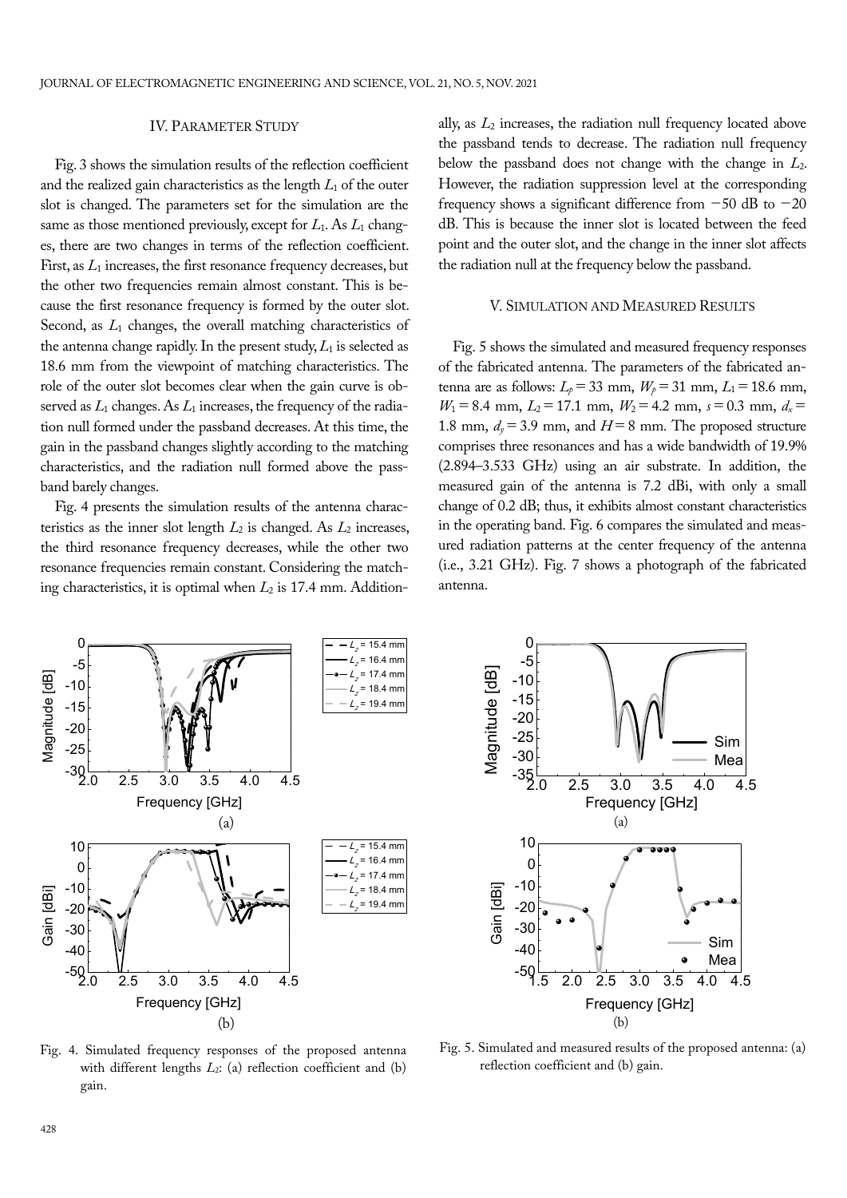## IV. Parameter Study

Fig. 3 shows the simulation results of the reflection coefficient and the realized gain characteristics as the length $L_1$ of the outer slot is changed. The parameters set for the simulation are the same as those mentioned previously, except for $L_1$. As $L_1$ changes, there are two changes in terms of the reflection coefficient. First, as $L_1$ increases, the first resonance frequency decreases, but the other two frequencies remain almost constant. This is because the first resonance frequency is formed by the outer slot. Second, as $L_1$ changes, the overall matching characteristics of the antenna change rapidly. In the present study, $L_1$ is selected as 18.6 mm from the viewpoint of matching characteristics. The role of the outer slot becomes clear when the gain curve is observed as $L_1$ changes. As $L_1$ increases, the frequency of the radiation null formed under the passband decreases. At this time, the gain in the passband changes slightly according to the matching characteristics, and the radiation null formed above the passband barely changes.

Fig. 4 presents the simulation results of the antenna characteristics as the inner slot length $L_2$ is changed. As $L_2$ increases, the third resonance frequency decreases, while the other two resonance frequencies remain constant. Considering the matching characteristics, it is optimal when $L_2$ is 17.4 mm. Additionally, as $L_2$ increases, the radiation null frequency located above the passband tends to decrease. The radiation null frequency below the passband does not change with the change in $L_2$. However, the radiation suppression level at the corresponding frequency shows a significant difference from −50 dB to −20 dB. This is because the inner slot is located between the feed point and the outer slot, and the change in the inner slot affects the radiation null at the frequency below the passband.

## V. Simulation and Measured Results

Fig. 5 shows the simulated and measured frequency responses of the fabricated antenna. The parameters of the fabricated antenna are as follows: $L_p = 33$ mm, $W_p = 31$ mm, $L_1 = 18.6$ mm, $W_1 = 8.4$ mm, $L_2 = 17.1$ mm, $W_2 = 4.2$ mm, $s = 0.3$ mm, $d_x = 1.8$ mm, $d_y = 3.9$ mm, and $H = 8$ mm. The proposed structure comprises three resonances and has a wide bandwidth of 19.9% (2.894–3.533 GHz) using an air substrate. In addition, the measured gain of the antenna is 7.2 dBi, with only a small change of 0.2 dB; thus, it exhibits almost constant characteristics in the operating band. Fig. 6 compares the simulated and measured radiation patterns at the center frequency of the antenna (i.e., 3.21 GHz). Fig. 7 shows a photograph of the fabricated antenna.

Fig. 4. Simulated frequency responses of the proposed antenna with different lengths $L_2$: (a) reflection coefficient and (b) gain.

Fig. 5. Simulated and measured results of the proposed antenna: (a) reflection coefficient and (b) gain.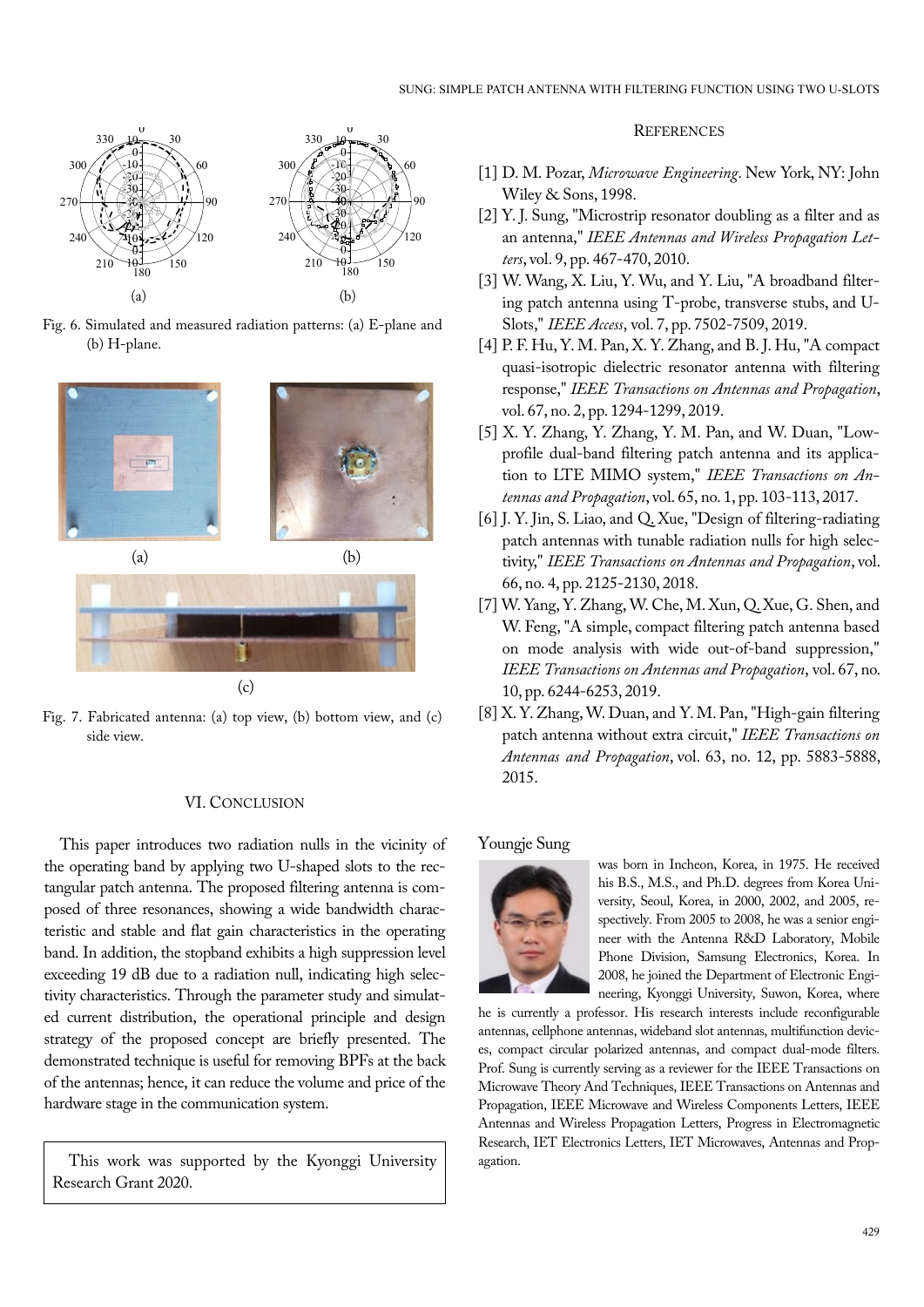330 0 30
300 60
270 90
240 120
210 180 150

(a)

330 0 30
300 60
270 90
240 120
210 180 150

(b)

Fig. 6. Simulated and measured radiation patterns: (a) E-plane and (b) H-plane.

(a)

(b)

(c)

Fig. 7. Fabricated antenna: (a) top view, (b) bottom view, and (c) side view.

## VI. Conclusion

This paper introduces two radiation nulls in the vicinity of the operating band by applying two U-shaped slots to the rectangular patch antenna. The proposed filtering antenna is composed of three resonances, showing a wide bandwidth characteristic and stable and flat gain characteristics in the operating band. In addition, the stopband exhibits a high suppression level exceeding 19 dB due to a radiation null, indicating high selectivity characteristics. Through the parameter study and simulated current distribution, the operational principle and design strategy of the proposed concept are briefly presented. The demonstrated technique is useful for removing BPFs at the back of the antennas; hence, it can reduce the volume and price of the hardware stage in the communication system.

This work was supported by the Kyonggi University Research Grant 2020.

## References

[1] D. M. Pozar, *Microwave Engineering*. New York, NY: John Wiley & Sons, 1998.

[2] Y. J. Sung, "Microstrip resonator doubling as a filter and as an antenna," *IEEE Antennas and Wireless Propagation Letters*, vol. 9, pp. 467-470, 2010.

[3] W. Wang, X. Liu, Y. Wu, and Y. Liu, "A broadband filtering patch antenna using T-probe, transverse stubs, and U-Slots," *IEEE Access*, vol. 7, pp. 7502-7509, 2019.

[4] P. F. Hu, Y. M. Pan, X. Y. Zhang, and B. J. Hu, "A compact quasi-isotropic dielectric resonator antenna with filtering response," *IEEE Transactions on Antennas and Propagation*, vol. 67, no. 2, pp. 1294-1299, 2019.

[5] X. Y. Zhang, Y. Zhang, Y. M. Pan, and W. Duan, "Low-profile dual-band filtering patch antenna and its application to LTE MIMO system," *IEEE Transactions on Antennas and Propagation*, vol. 65, no. 1, pp. 103-113, 2017.

[6] J. Y. Jin, S. Liao, and Q. Xue, "Design of filtering-radiating patch antennas with tunable radiation nulls for high selectivity," *IEEE Transactions on Antennas and Propagation*, vol. 66, no. 4, pp. 2125-2130, 2018.

[7] W. Yang, Y. Zhang, W. Che, M. Xun, Q. Xue, G. Shen, and W. Feng, "A simple, compact filtering patch antenna based on mode analysis with wide out-of-band suppression," *IEEE Transactions on Antennas and Propagation*, vol. 67, no. 10, pp. 6244-6253, 2019.

[8] X. Y. Zhang, W. Duan, and Y. M. Pan, "High-gain filtering patch antenna without extra circuit," *IEEE Transactions on Antennas and Propagation*, vol. 63, no. 12, pp. 5883-5888, 2015.

### Youngje Sung

was born in Incheon, Korea, in 1975. He received his B.S., M.S., and Ph.D. degrees from Korea University, Seoul, Korea, in 2000, 2002, and 2005, respectively. From 2005 to 2008, he was a senior engineer with the Antenna R&D Laboratory, Mobile Phone Division, Samsung Electronics, Korea. In 2008, he joined the Department of Electronic Engineering, Kyonggi University, Suwon, Korea, where he is currently a professor. His research interests include reconfigurable antennas, cellphone antennas, wideband slot antennas, multifunction devices, compact circular polarized antennas, and compact dual-mode filters. Prof. Sung is currently serving as a reviewer for the IEEE Transactions on Microwave Theory And Techniques, IEEE Transactions on Antennas and Propagation, IEEE Microwave and Wireless Components Letters, IEEE Antennas and Wireless Propagation Letters, Progress in Electromagnetic Research, IET Electronics Letters, IET Microwaves, Antennas and Propagation.